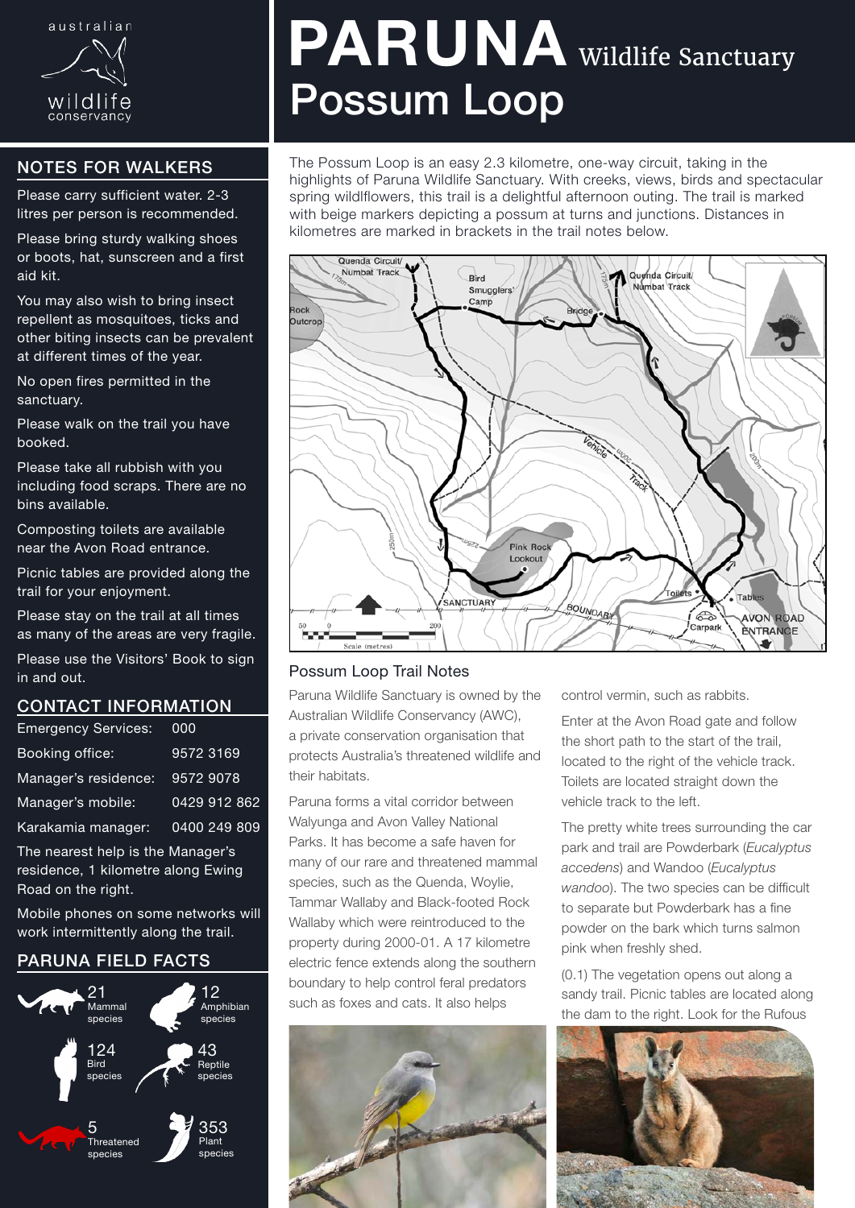australian wildlife conservancy

# PARUNA Wildlife Sanctuary
# Possum Loop

## NOTES FOR WALKERS

Please carry sufficient water. 2-3 litres per person is recommended.

Please bring sturdy walking shoes or boots, hat, sunscreen and a first aid kit.

You may also wish to bring insect repellent as mosquitoes, ticks and other biting insects can be prevalent at different times of the year.

No open fires permitted in the sanctuary.

Please walk on the trail you have booked.

Please take all rubbish with you including food scraps. There are no bins available.

Composting toilets are available near the Avon Road entrance.

Picnic tables are provided along the trail for your enjoyment.

Please stay on the trail at all times as many of the areas are very fragile.

Please use the Visitors' Book to sign in and out.

## CONTACT INFORMATION

| | |
|---|---|
| Emergency Services: | 000 |
| Booking office: | 9572 3169 |
| Manager's residence: | 9572 9078 |
| Manager's mobile: | 0429 912 862 |
| Karakamia manager: | 0400 249 809 |

The nearest help is the Manager's residence, 1 kilometre along Ewing Road on the right.

Mobile phones on some networks will work intermittently along the trail.

## PARUNA FIELD FACTS

- 21 Mammal species
- 12 Amphibian species
- 124 Bird species
- 43 Reptile species
- 5 Threatened species
- 353 Plant species

The Possum Loop is an easy 2.3 kilometre, one-way circuit, taking in the highlights of Paruna Wildlife Sanctuary. With creeks, views, birds and spectacular spring wildlflowers, this trail is a delightful afternoon outing. The trail is marked with beige markers depicting a possum at turns and junctions. Distances in kilometres are marked in brackets in the trail notes below.

## Possum Loop Trail Notes

Paruna Wildlife Sanctuary is owned by the Australian Wildlife Conservancy (AWC), a private conservation organisation that protects Australia's threatened wildlife and their habitats.

Paruna forms a vital corridor between Walyunga and Avon Valley National Parks. It has become a safe haven for many of our rare and threatened mammal species, such as the Quenda, Woylie, Tammar Wallaby and Black-footed Rock Wallaby which were reintroduced to the property during 2000-01. A 17 kilometre electric fence extends along the southern boundary to help control feral predators such as foxes and cats. It also helps control vermin, such as rabbits.

Enter at the Avon Road gate and follow the short path to the start of the trail, located to the right of the vehicle track. Toilets are located straight down the vehicle track to the left.

The pretty white trees surrounding the car park and trail are Powderbark (*Eucalyptus accedens*) and Wandoo (*Eucalyptus wandoo*). The two species can be difficult to separate but Powderbark has a fine powder on the bark which turns salmon pink when freshly shed.

(0.1) The vegetation opens out along a sandy trail. Picnic tables are located along the dam to the right. Look for the Rufous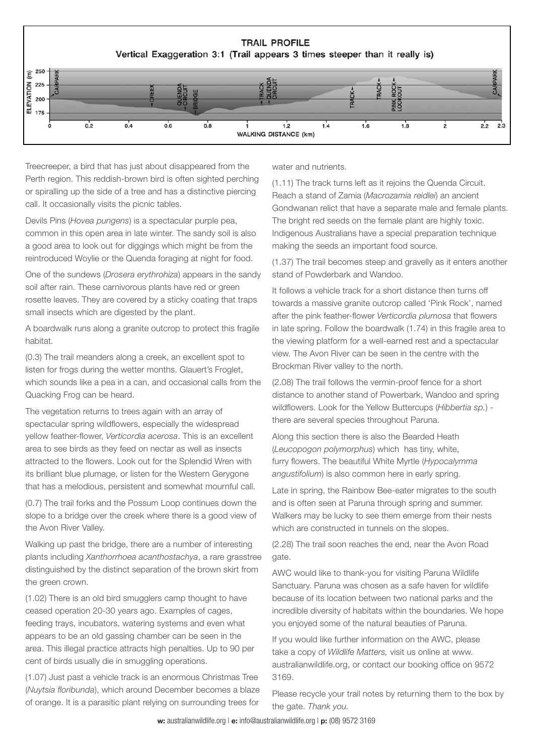TRAIL PROFILE

Vertical Exaggeration 3:1 (**Trail appears 3 times steeper than it really is**)

ELEVATION (m)

250
225
200
175

CARPARK
CREEK
QUENDA CIRCUIT
BRIDGE
TRACK
QUENDA CIRCUIT
TRACK
TRACK
PINK ROCK LOOKOUT
CARPARK

0
0.2
0.4
0.6
0.8
1
1.2
1.4
1.6
1.8
2
2.2
2.3

WALKING DISTANCE (km)

Treecreeper, a bird that has just about disappeared from the Perth region. This reddish-brown bird is often sighted perching or spiralling up the side of a tree and has a distinctive piercing call. It occasionally visits the picnic tables.

Devils Pins (*Hovea pungens*) is a spectacular purple pea, common in this open area in late winter. The sandy soil is also a good area to look out for diggings which might be from the reintroduced Woylie or the Quenda foraging at night for food.

One of the sundews (*Drosera erythrohiza*) appears in the sandy soil after rain. These carnivorous plants have red or green rosette leaves. They are covered by a sticky coating that traps small insects which are digested by the plant.

A boardwalk runs along a granite outcrop to protect this fragile habitat.

(0.3) The trail meanders along a creek, an excellent spot to listen for frogs during the wetter months. Glauert's Froglet, which sounds like a pea in a can, and occasional calls from the Quacking Frog can be heard.

The vegetation returns to trees again with an array of spectacular spring wildflowers, especially the widespread yellow feather-flower, *Verticordia acerosa*. This is an excellent area to see birds as they feed on nectar as well as insects attracted to the flowers. Look out for the Splendid Wren with its brilliant blue plumage, or listen for the Western Gerygone that has a melodious, persistent and somewhat mournful call.

(0.7) The trail forks and the Possum Loop continues down the slope to a bridge over the creek where there is a good view of the Avon River Valley.

Walking up past the bridge, there are a number of interesting plants including *Xanthorrhoea acanthostachya*, a rare grasstree distinguished by the distinct separation of the brown skirt from the green crown.

(1.02) There is an old bird smugglers camp thought to have ceased operation 20-30 years ago. Examples of cages, feeding trays, incubators, watering systems and even what appears to be an old gassing chamber can be seen in the area. This illegal practice attracts high penalties. Up to 90 per cent of birds usually die in smuggling operations.

(1.07) Just past a vehicle track is an enormous Christmas Tree (*Nuytsia floribunda*), which around December becomes a blaze of orange. It is a parasitic plant relying on surrounding trees for water and nutrients.

(1.11) The track turns left as it rejoins the Quenda Circuit. Reach a stand of Zamia (*Macrozamia reidlei*) an ancient Gondwanan relict that have a separate male and female plants. The bright red seeds on the female plant are highly toxic. Indigenous Australians have a special preparation technique making the seeds an important food source.

(1.37) The trail becomes steep and gravelly as it enters another stand of Powderbark and Wandoo.

It follows a vehicle track for a short distance then turns off towards a massive granite outcrop called 'Pink Rock', named after the pink feather-flower *Verticordia plumosa* that flowers in late spring. Follow the boardwalk (1.74) in this fragile area to the viewing platform for a well-earned rest and a spectacular view. The Avon River can be seen in the centre with the Brockman River valley to the north.

(2.08) The trail follows the vermin-proof fence for a short distance to another stand of Powerbark, Wandoo and spring wildflowers. Look for the Yellow Buttercups (*Hibbertia sp.*) - there are several species throughout Paruna.

Along this section there is also the Bearded Heath (*Leucopogon polymorphus*) which has tiny, white, furry flowers. The beautiful White Myrtle (*Hypocalymma angustifolium*) is also common here in early spring.

Late in spring, the Rainbow Bee-eater migrates to the south and is often seen at Paruna through spring and summer. Walkers may be lucky to see them emerge from their nests which are constructed in tunnels on the slopes.

(2.28) The trail soon reaches the end, near the Avon Road gate.

AWC would like to thank-you for visiting Paruna Wildlife Sanctuary. Paruna was chosen as a safe haven for wildlife because of its location between two national parks and the incredible diversity of habitats within the boundaries. We hope you enjoyed some of the natural beauties of Paruna.

If you would like further information on the AWC, please take a copy of *Wildlife Matters,* visit us online at www.australianwildlife.org, or contact our booking office on 9572 3169.

Please recycle your trail notes by returning them to the box by the gate. *Thank you.*

**w:** australianwildlife.org | **e:** info@australianwildlife.org | **p:** (08) 9572 3169